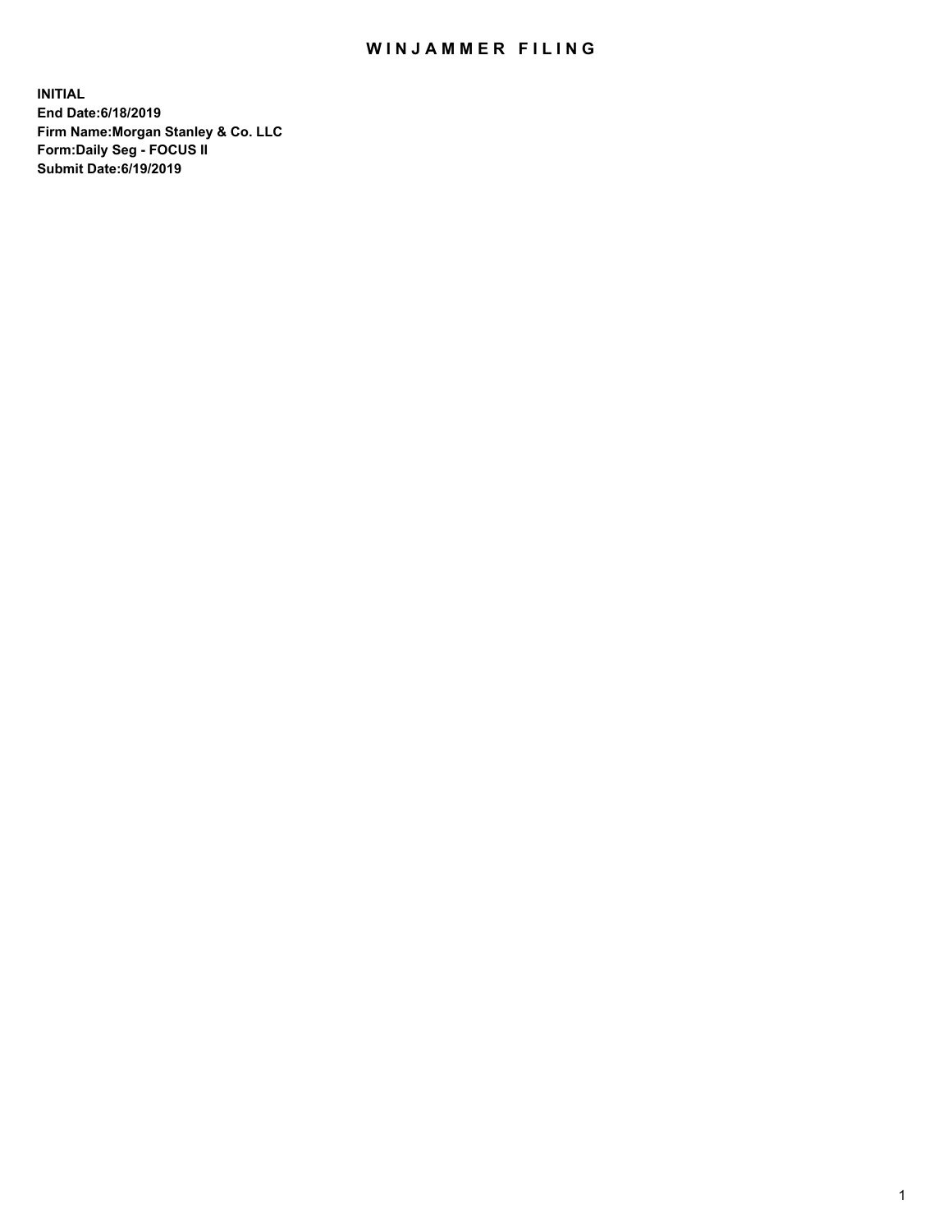# WINJAMMER FILING

**INITIAL**
**End Date:6/18/2019**
**Firm Name:Morgan Stanley & Co. LLC**
**Form:Daily Seg - FOCUS II**
**Submit Date:6/19/2019**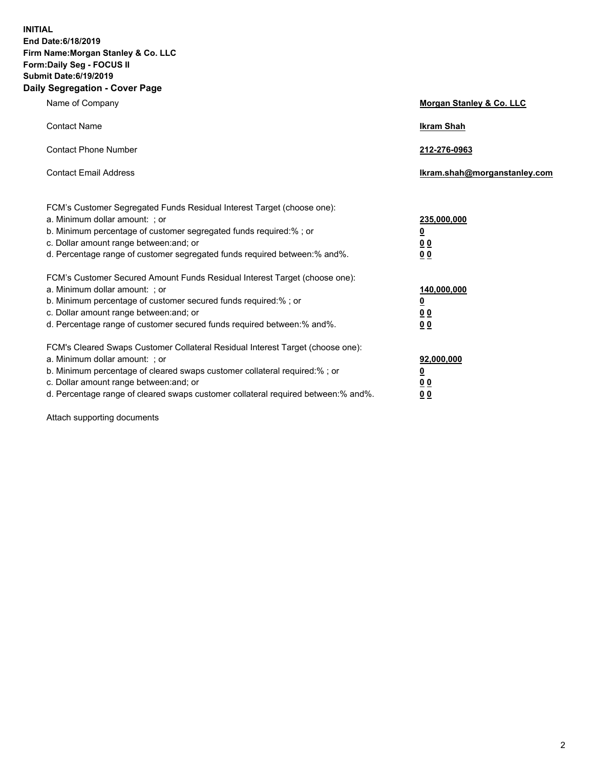**INITIAL**
**End Date:6/18/2019**
**Firm Name:Morgan Stanley & Co. LLC**
**Form:Daily Seg - FOCUS II**
**Submit Date:6/19/2019**
**Daily Segregation - Cover Page**

| | |
|---|---|
| Name of Company | **Morgan Stanley & Co. LLC** |
| Contact Name | **Ikram Shah** |
| Contact Phone Number | **212-276-0963** |
| Contact Email Address | **Ikram.shah@morganstanley.com** |

FCM's Customer Segregated Funds Residual Interest Target (choose one):

| | |
|---|---|
| a. Minimum dollar amount: ; or | **235,000,000** |
| b. Minimum percentage of customer segregated funds required:% ; or | **0** |
| c. Dollar amount range between:and; or | **0 0** |
| d. Percentage range of customer segregated funds required between:% and%. | **0 0** |

FCM's Customer Secured Amount Funds Residual Interest Target (choose one):

| | |
|---|---|
| a. Minimum dollar amount: ; or | **140,000,000** |
| b. Minimum percentage of customer secured funds required:% ; or | **0** |
| c. Dollar amount range between:and; or | **0 0** |
| d. Percentage range of customer secured funds required between:% and%. | **0 0** |

FCM's Cleared Swaps Customer Collateral Residual Interest Target (choose one):

| | |
|---|---|
| a. Minimum dollar amount: ; or | **92,000,000** |
| b. Minimum percentage of cleared swaps customer collateral required:% ; or | **0** |
| c. Dollar amount range between:and; or | **0 0** |
| d. Percentage range of cleared swaps customer collateral required between:% and%. | **0 0** |

Attach supporting documents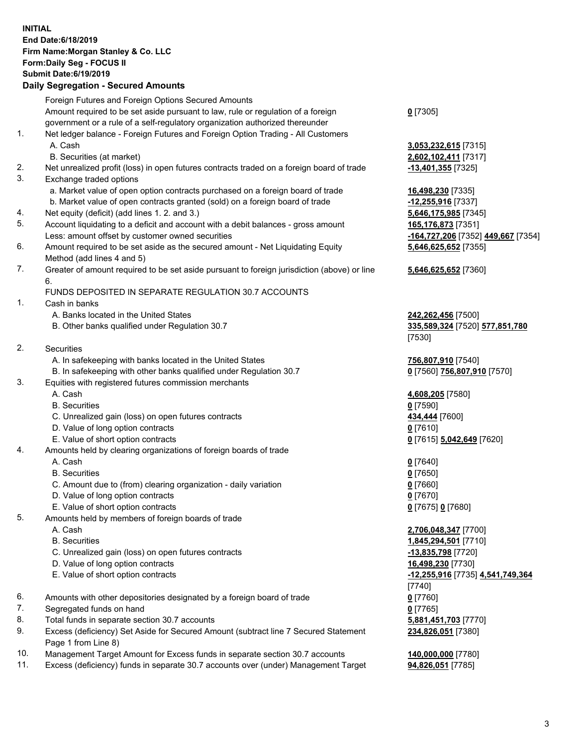**INITIAL**
**End Date:6/18/2019**
**Firm Name:Morgan Stanley & Co. LLC**
**Form:Daily Seg - FOCUS II**
**Submit Date:6/19/2019**
**Daily Segregation - Secured Amounts**

| | | |
|---|---|---|
| | Foreign Futures and Foreign Options Secured Amounts | |
| | Amount required to be set aside pursuant to law, rule or regulation of a foreign government or a rule of a self-regulatory organization authorized thereunder | **0** [7305] |
| 1. | Net ledger balance - Foreign Futures and Foreign Option Trading - All Customers | |
| | A. Cash | **3,053,232,615** [7315] |
| | B. Securities (at market) | **2,602,102,411** [7317] |
| 2. | Net unrealized profit (loss) in open futures contracts traded on a foreign board of trade | **-13,401,355** [7325] |
| 3. | Exchange traded options | |
| | a. Market value of open option contracts purchased on a foreign board of trade | **16,498,230** [7335] |
| | b. Market value of open contracts granted (sold) on a foreign board of trade | **-12,255,916** [7337] |
| 4. | Net equity (deficit) (add lines 1. 2. and 3.) | **5,646,175,985** [7345] |
| 5. | Account liquidating to a deficit and account with a debit balances - gross amount | **165,176,873** [7351] |
| | Less: amount offset by customer owned securities | **-164,727,206** [7352] **449,667** [7354] |
| 6. | Amount required to be set aside as the secured amount - Net Liquidating Equity Method (add lines 4 and 5) | **5,646,625,652** [7355] |
| 7. | Greater of amount required to be set aside pursuant to foreign jurisdiction (above) or line 6. | **5,646,625,652** [7360] |
| | FUNDS DEPOSITED IN SEPARATE REGULATION 30.7 ACCOUNTS | |
| 1. | Cash in banks | |
| | A. Banks located in the United States | **242,262,456** [7500] |
| | B. Other banks qualified under Regulation 30.7 | **335,589,324** [7520] **577,851,780** [7530] |
| 2. | Securities | |
| | A. In safekeeping with banks located in the United States | **756,807,910** [7540] |
| | B. In safekeeping with other banks qualified under Regulation 30.7 | **0** [7560] **756,807,910** [7570] |
| 3. | Equities with registered futures commission merchants | |
| | A. Cash | **4,608,205** [7580] |
| | B. Securities | **0** [7590] |
| | C. Unrealized gain (loss) on open futures contracts | **434,444** [7600] |
| | D. Value of long option contracts | **0** [7610] |
| | E. Value of short option contracts | **0** [7615] **5,042,649** [7620] |
| 4. | Amounts held by clearing organizations of foreign boards of trade | |
| | A. Cash | **0** [7640] |
| | B. Securities | **0** [7650] |
| | C. Amount due to (from) clearing organization - daily variation | **0** [7660] |
| | D. Value of long option contracts | **0** [7670] |
| | E. Value of short option contracts | **0** [7675] **0** [7680] |
| 5. | Amounts held by members of foreign boards of trade | |
| | A. Cash | **2,706,048,347** [7700] |
| | B. Securities | **1,845,294,501** [7710] |
| | C. Unrealized gain (loss) on open futures contracts | **-13,835,798** [7720] |
| | D. Value of long option contracts | **16,498,230** [7730] |
| | E. Value of short option contracts | **-12,255,916** [7735] **4,541,749,364** [7740] |
| 6. | Amounts with other depositories designated by a foreign board of trade | **0** [7760] |
| 7. | Segregated funds on hand | **0** [7765] |
| 8. | Total funds in separate section 30.7 accounts | **5,881,451,703** [7770] |
| 9. | Excess (deficiency) Set Aside for Secured Amount (subtract line 7 Secured Statement Page 1 from Line 8) | **234,826,051** [7380] |
| 10. | Management Target Amount for Excess funds in separate section 30.7 accounts | **140,000,000** [7780] |
| 11. | Excess (deficiency) funds in separate 30.7 accounts over (under) Management Target | **94,826,051** [7785] |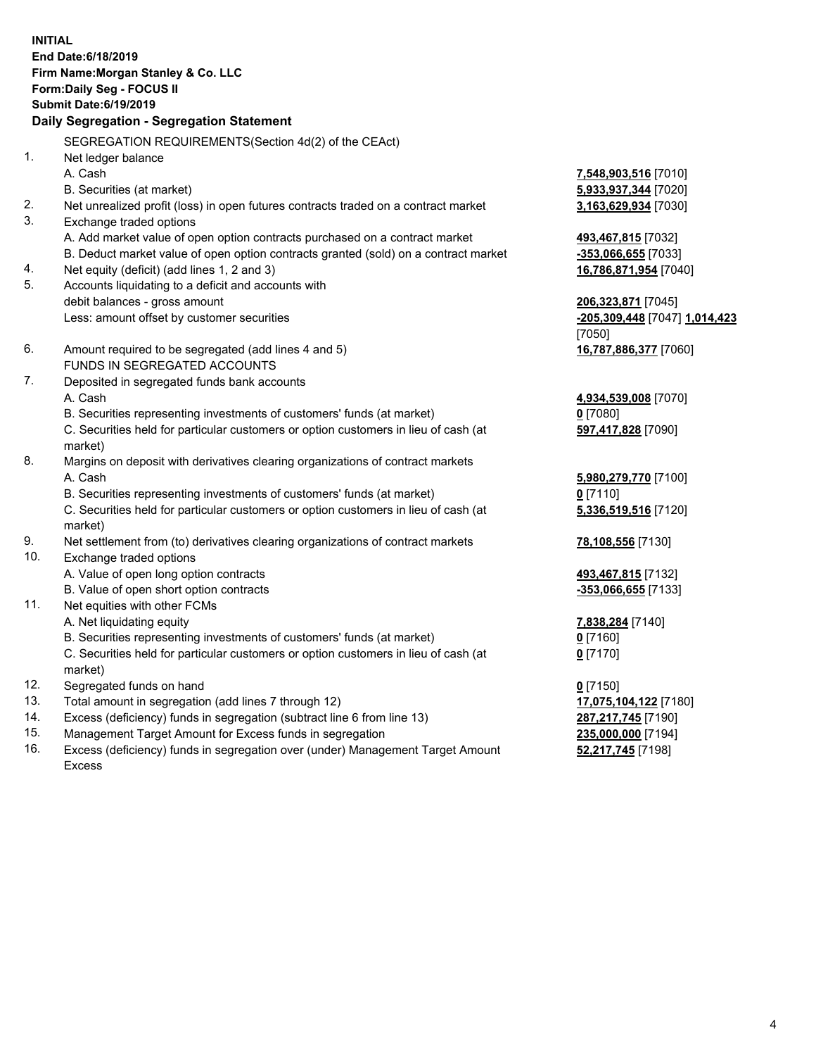**INITIAL**
**End Date:6/18/2019**
**Firm Name:Morgan Stanley & Co. LLC**
**Form:Daily Seg - FOCUS II**
**Submit Date:6/19/2019**

## Daily Segregation - Segregation Statement

SEGREGATION REQUIREMENTS(Section 4d(2) of the CEAct)

| | | |
|---|---|---|
| 1. | Net ledger balance | |
| | A. Cash | **7,548,903,516** [7010] |
| | B. Securities (at market) | **5,933,937,344** [7020] |
| 2. | Net unrealized profit (loss) in open futures contracts traded on a contract market | **3,163,629,934** [7030] |
| 3. | Exchange traded options | |
| | A. Add market value of open option contracts purchased on a contract market | **493,467,815** [7032] |
| | B. Deduct market value of open option contracts granted (sold) on a contract market | **-353,066,655** [7033] |
| 4. | Net equity (deficit) (add lines 1, 2 and 3) | **16,786,871,954** [7040] |
| 5. | Accounts liquidating to a deficit and accounts with debit balances - gross amount | **206,323,871** [7045] |
| | Less: amount offset by customer securities | **-205,309,448** [7047] **1,014,423** [7050] |
| 6. | Amount required to be segregated (add lines 4 and 5) | **16,787,886,377** [7060] |
| | FUNDS IN SEGREGATED ACCOUNTS | |
| 7. | Deposited in segregated funds bank accounts | |
| | A. Cash | **4,934,539,008** [7070] |
| | B. Securities representing investments of customers' funds (at market) | **0** [7080] |
| | C. Securities held for particular customers or option customers in lieu of cash (at market) | **597,417,828** [7090] |
| 8. | Margins on deposit with derivatives clearing organizations of contract markets | |
| | A. Cash | **5,980,279,770** [7100] |
| | B. Securities representing investments of customers' funds (at market) | **0** [7110] |
| | C. Securities held for particular customers or option customers in lieu of cash (at market) | **5,336,519,516** [7120] |
| 9. | Net settlement from (to) derivatives clearing organizations of contract markets | **78,108,556** [7130] |
| 10. | Exchange traded options | |
| | A. Value of open long option contracts | **493,467,815** [7132] |
| | B. Value of open short option contracts | **-353,066,655** [7133] |
| 11. | Net equities with other FCMs | |
| | A. Net liquidating equity | **7,838,284** [7140] |
| | B. Securities representing investments of customers' funds (at market) | **0** [7160] |
| | C. Securities held for particular customers or option customers in lieu of cash (at market) | **0** [7170] |
| 12. | Segregated funds on hand | **0** [7150] |
| 13. | Total amount in segregation (add lines 7 through 12) | **17,075,104,122** [7180] |
| 14. | Excess (deficiency) funds in segregation (subtract line 6 from line 13) | **287,217,745** [7190] |
| 15. | Management Target Amount for Excess funds in segregation | **235,000,000** [7194] |
| 16. | Excess (deficiency) funds in segregation over (under) Management Target Amount Excess | **52,217,745** [7198] |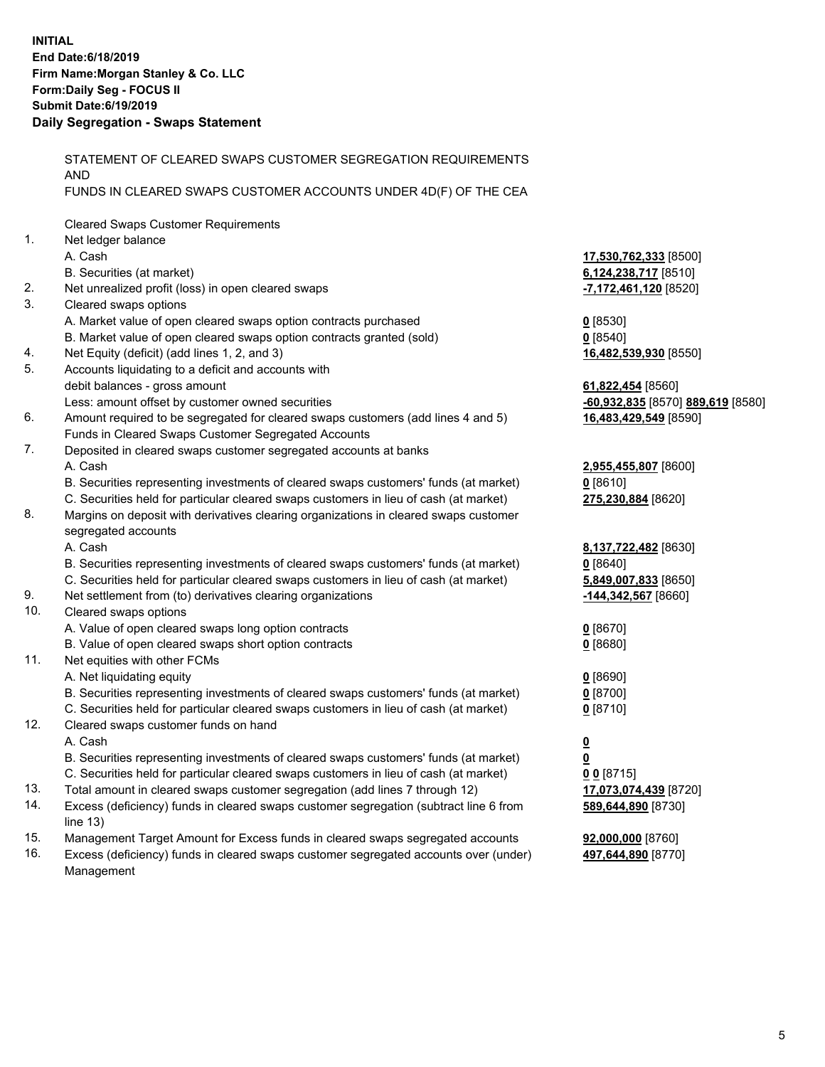**INITIAL**
**End Date:6/18/2019**
**Firm Name:Morgan Stanley & Co. LLC**
**Form:Daily Seg - FOCUS II**
**Submit Date:6/19/2019**
**Daily Segregation - Swaps Statement**

STATEMENT OF CLEARED SWAPS CUSTOMER SEGREGATION REQUIREMENTS
AND
FUNDS IN CLEARED SWAPS CUSTOMER ACCOUNTS UNDER 4D(F) OF THE CEA

| | | |
|---|---|---|
| | Cleared Swaps Customer Requirements | |
| 1. | Net ledger balance | |
| | A. Cash | **17,530,762,333** [8500] |
| | B. Securities (at market) | **6,124,238,717** [8510] |
| 2. | Net unrealized profit (loss) in open cleared swaps | **-7,172,461,120** [8520] |
| 3. | Cleared swaps options | |
| | A. Market value of open cleared swaps option contracts purchased | **0** [8530] |
| | B. Market value of open cleared swaps option contracts granted (sold) | **0** [8540] |
| 4. | Net Equity (deficit) (add lines 1, 2, and 3) | **16,482,539,930** [8550] |
| 5. | Accounts liquidating to a deficit and accounts with | |
| | debit balances - gross amount | **61,822,454** [8560] |
| | Less: amount offset by customer owned securities | **-60,932,835** [8570] **889,619** [8580] |
| 6. | Amount required to be segregated for cleared swaps customers (add lines 4 and 5) | **16,483,429,549** [8590] |
| | Funds in Cleared Swaps Customer Segregated Accounts | |
| 7. | Deposited in cleared swaps customer segregated accounts at banks | |
| | A. Cash | **2,955,455,807** [8600] |
| | B. Securities representing investments of cleared swaps customers' funds (at market) | **0** [8610] |
| | C. Securities held for particular cleared swaps customers in lieu of cash (at market) | **275,230,884** [8620] |
| 8. | Margins on deposit with derivatives clearing organizations in cleared swaps customer segregated accounts | |
| | A. Cash | **8,137,722,482** [8630] |
| | B. Securities representing investments of cleared swaps customers' funds (at market) | **0** [8640] |
| | C. Securities held for particular cleared swaps customers in lieu of cash (at market) | **5,849,007,833** [8650] |
| 9. | Net settlement from (to) derivatives clearing organizations | **-144,342,567** [8660] |
| 10. | Cleared swaps options | |
| | A. Value of open cleared swaps long option contracts | **0** [8670] |
| | B. Value of open cleared swaps short option contracts | **0** [8680] |
| 11. | Net equities with other FCMs | |
| | A. Net liquidating equity | **0** [8690] |
| | B. Securities representing investments of cleared swaps customers' funds (at market) | **0** [8700] |
| | C. Securities held for particular cleared swaps customers in lieu of cash (at market) | **0** [8710] |
| 12. | Cleared swaps customer funds on hand | |
| | A. Cash | **0** |
| | B. Securities representing investments of cleared swaps customers' funds (at market) | **0** |
| | C. Securities held for particular cleared swaps customers in lieu of cash (at market) | **0** **0** [8715] |
| 13. | Total amount in cleared swaps customer segregation (add lines 7 through 12) | **17,073,074,439** [8720] |
| 14. | Excess (deficiency) funds in cleared swaps customer segregation (subtract line 6 from line 13) | **589,644,890** [8730] |
| 15. | Management Target Amount for Excess funds in cleared swaps segregated accounts | **92,000,000** [8760] |
| 16. | Excess (deficiency) funds in cleared swaps customer segregated accounts over (under) Management | **497,644,890** [8770] |